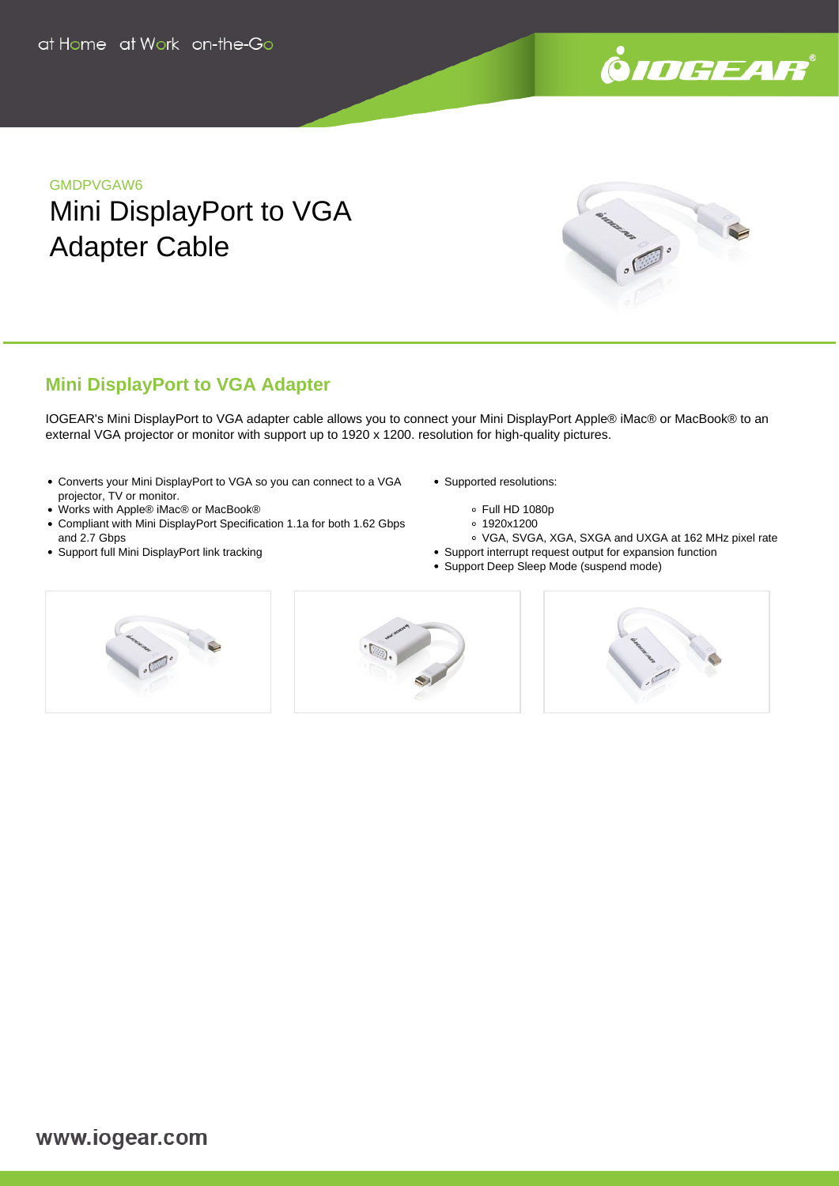at Home at Work on-the-Go

GMDPVGAW6

# Mini DisplayPort to VGA Adapter Cable

## Mini DisplayPort to VGA Adapter

IOGEAR's Mini DisplayPort to VGA adapter cable allows you to connect your Mini DisplayPort Apple® iMac® or MacBook® to an external VGA projector or monitor with support up to 1920 x 1200. resolution for high-quality pictures.

- Converts your Mini DisplayPort to VGA so you can connect to a VGA projector, TV or monitor.
- Works with Apple® iMac® or MacBook®
- Compliant with Mini DisplayPort Specification 1.1a for both 1.62 Gbps and 2.7 Gbps
- Support full Mini DisplayPort link tracking
- Supported resolutions:
  - Full HD 1080p
  - 1920x1200
  - VGA, SVGA, XGA, SXGA and UXGA at 162 MHz pixel rate
- Support interrupt request output for expansion function
- Support Deep Sleep Mode (suspend mode)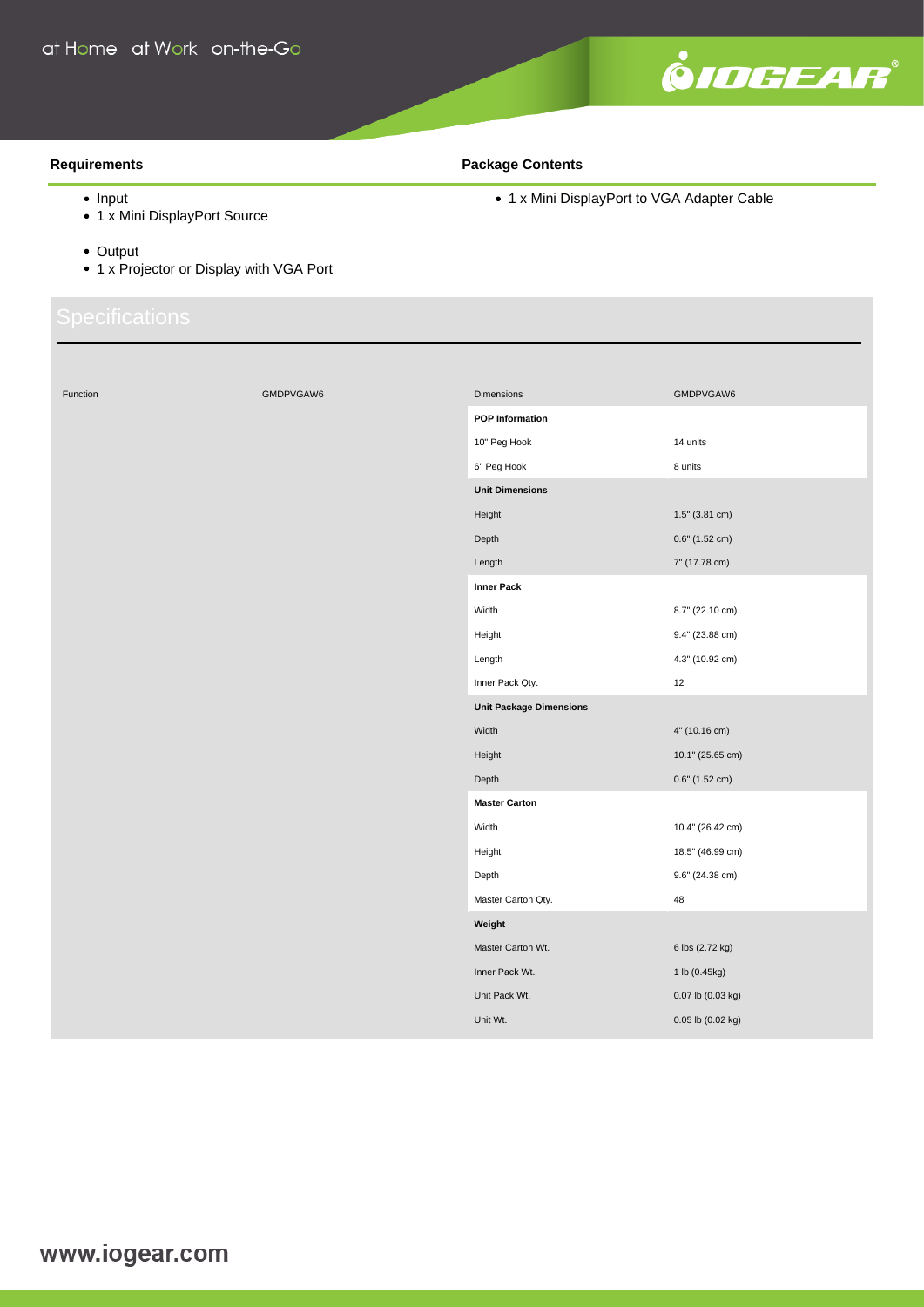## Requirements

- Input
- 1 x Mini DisplayPort Source

- Output
- 1 x Projector or Display with VGA Port

## Package Contents

- 1 x Mini DisplayPort to VGA Adapter Cable

## Specifications

| Function | GMDPVGAW6 |
|---|---|

| Dimensions | GMDPVGAW6 |
|---|---|
| **POP Information** | |
| 10" Peg Hook | 14 units |
| 6" Peg Hook | 8 units |
| **Unit Dimensions** | |
| Height | 1.5" (3.81 cm) |
| Depth | 0.6" (1.52 cm) |
| Length | 7" (17.78 cm) |
| **Inner Pack** | |
| Width | 8.7" (22.10 cm) |
| Height | 9.4" (23.88 cm) |
| Length | 4.3" (10.92 cm) |
| Inner Pack Qty. | 12 |
| **Unit Package Dimensions** | |
| Width | 4" (10.16 cm) |
| Height | 10.1" (25.65 cm) |
| Depth | 0.6" (1.52 cm) |
| **Master Carton** | |
| Width | 10.4" (26.42 cm) |
| Height | 18.5" (46.99 cm) |
| Depth | 9.6" (24.38 cm) |
| Master Carton Qty. | 48 |
| **Weight** | |
| Master Carton Wt. | 6 lbs (2.72 kg) |
| Inner Pack Wt. | 1 lb (0.45kg) |
| Unit Pack Wt. | 0.07 lb (0.03 kg) |
| Unit Wt. | 0.05 lb (0.02 kg) |

www.iogear.com